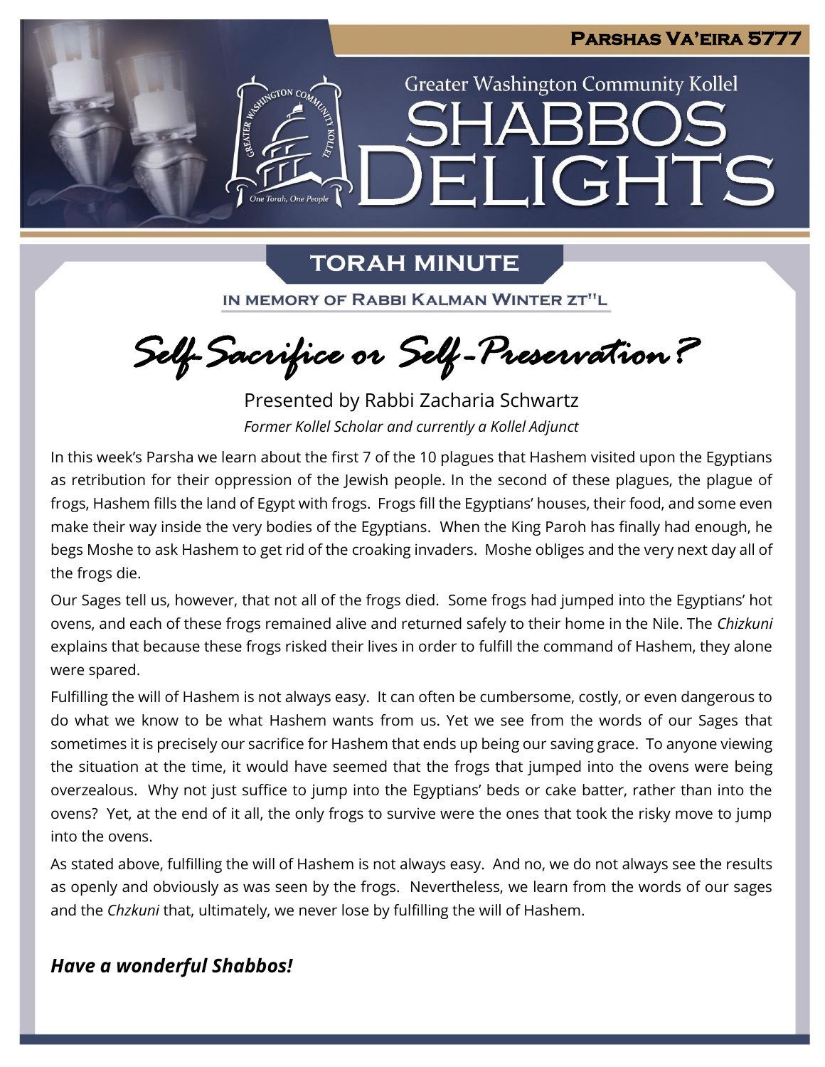# Parshas Va'eira 5777

Greater Washington Community Kollel

# SHABBOS DELIGHTS

## TORAH MINUTE

IN MEMORY OF RABBI KALMAN WINTER ZT"L

## Self-Sacrifice or Self-Preservation?

Presented by Rabbi Zacharia Schwartz

*Former Kollel Scholar and currently a Kollel Adjunct*

In this week's Parsha we learn about the first 7 of the 10 plagues that Hashem visited upon the Egyptians as retribution for their oppression of the Jewish people. In the second of these plagues, the plague of frogs, Hashem fills the land of Egypt with frogs. Frogs fill the Egyptians' houses, their food, and some even make their way inside the very bodies of the Egyptians. When the King Paroh has finally had enough, he begs Moshe to ask Hashem to get rid of the croaking invaders. Moshe obliges and the very next day all of the frogs die.

Our Sages tell us, however, that not all of the frogs died. Some frogs had jumped into the Egyptians' hot ovens, and each of these frogs remained alive and returned safely to their home in the Nile. The *Chizkuni* explains that because these frogs risked their lives in order to fulfill the command of Hashem, they alone were spared.

Fulfilling the will of Hashem is not always easy. It can often be cumbersome, costly, or even dangerous to do what we know to be what Hashem wants from us. Yet we see from the words of our Sages that sometimes it is precisely our sacrifice for Hashem that ends up being our saving grace. To anyone viewing the situation at the time, it would have seemed that the frogs that jumped into the ovens were being overzealous. Why not just suffice to jump into the Egyptians' beds or cake batter, rather than into the ovens? Yet, at the end of it all, the only frogs to survive were the ones that took the risky move to jump into the ovens.

As stated above, fulfilling the will of Hashem is not always easy. And no, we do not always see the results as openly and obviously as was seen by the frogs. Nevertheless, we learn from the words of our sages and the *Chzkuni* that, ultimately, we never lose by fulfilling the will of Hashem.

***Have a wonderful Shabbos!***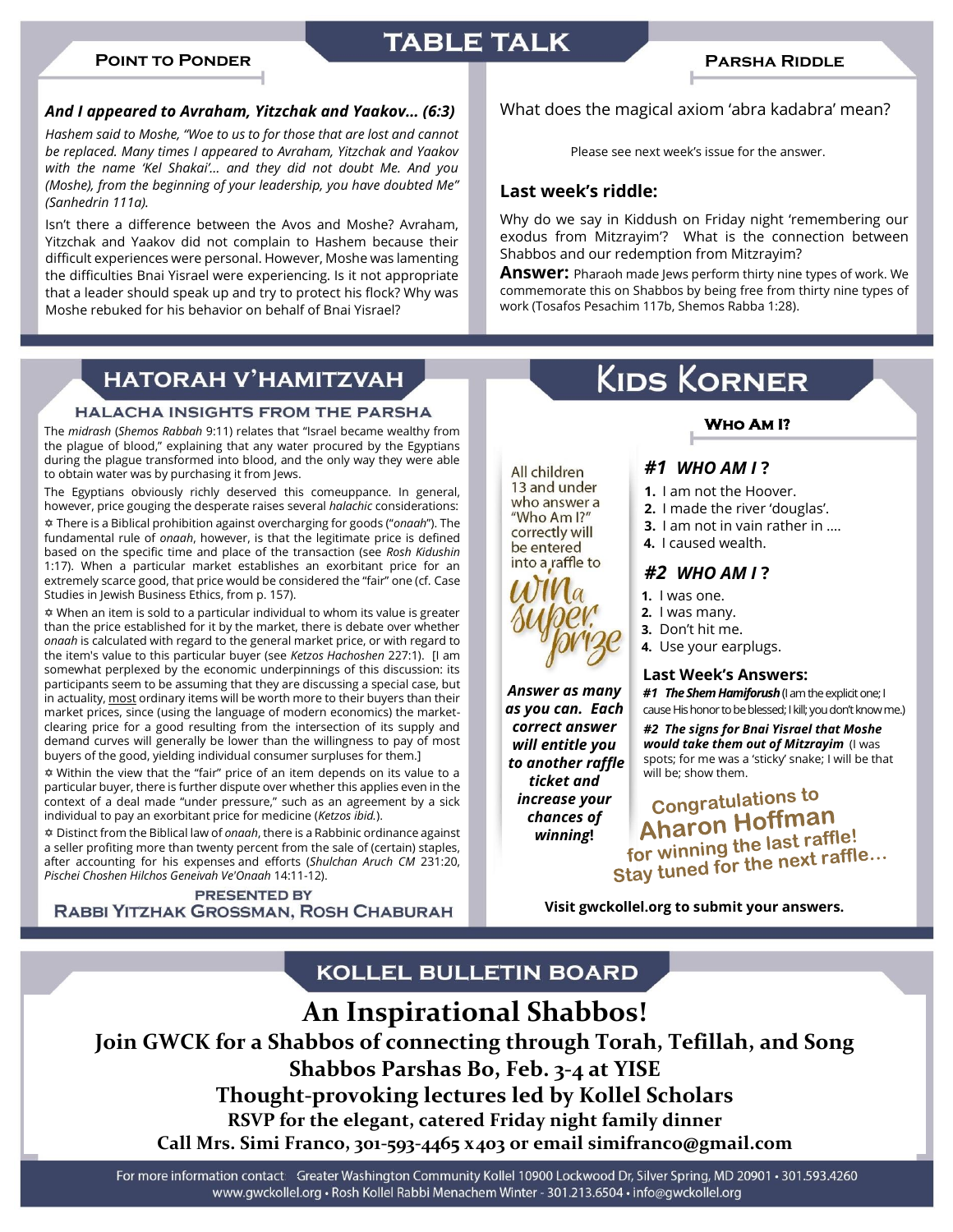# TABLE TALK

## Point to Ponder

***And I appeared to Avraham, Yitzchak and Yaakov... (6:3)***

*Hashem said to Moshe, "Woe to us to for those that are lost and cannot be replaced. Many times I appeared to Avraham, Yitzchak and Yaakov with the name 'Kel Shakai'... and they did not doubt Me. And you (Moshe), from the beginning of your leadership, you have doubted Me" (Sanhedrin 111a).*

Isn't there a difference between the Avos and Moshe? Avraham, Yitzchak and Yaakov did not complain to Hashem because their difficult experiences were personal. However, Moshe was lamenting the difficulties Bnai Yisrael were experiencing. Is it not appropriate that a leader should speak up and try to protect his flock? Why was Moshe rebuked for his behavior on behalf of Bnai Yisrael?

## Parsha Riddle

What does the magical axiom 'abra kadabra' mean?

Please see next week's issue for the answer.

**Last week's riddle:**

Why do we say in Kiddush on Friday night 'remembering our exodus from Mitzrayim'? What is the connection between Shabbos and our redemption from Mitzrayim?

**Answer:** Pharaoh made Jews perform thirty nine types of work. We commemorate this on Shabbos by being free from thirty nine types of work (Tosafos Pesachim 117b, Shemos Rabba 1:28).

# HATORAH V'HAMITZVAH

## HALACHA INSIGHTS FROM THE PARSHA

The *midrash* (*Shemos Rabbah* 9:11) relates that "Israel became wealthy from the plague of blood," explaining that any water procured by the Egyptians during the plague transformed into blood, and the only way they were able to obtain water was by purchasing it from Jews.

The Egyptians obviously richly deserved this comeuppance. In general, however, price gouging the desperate raises several *halachic* considerations:

✡ There is a Biblical prohibition against overcharging for goods ("*onaah*"). The fundamental rule of *onaah*, however, is that the legitimate price is defined based on the specific time and place of the transaction (see *Rosh Kidushin* 1:17). When a particular market establishes an exorbitant price for an extremely scarce good, that price would be considered the "fair" one (cf. Case Studies in Jewish Business Ethics, from p. 157).

✡ When an item is sold to a particular individual to whom its value is greater than the price established for it by the market, there is debate over whether *onaah* is calculated with regard to the general market price, or with regard to the item's value to this particular buyer (see *Ketzos Hachoshen* 227:1). [I am somewhat perplexed by the economic underpinnings of this discussion: its participants seem to be assuming that they are discussing a special case, but in actuality, most ordinary items will be worth more to their buyers than their market prices, since (using the language of modern economics) the market-clearing price for a good resulting from the intersection of its supply and demand curves will generally be lower than the willingness to pay of most buyers of the good, yielding individual consumer surpluses for them.]

✡ Within the view that the "fair" price of an item depends on its value to a particular buyer, there is further dispute over whether this applies even in the context of a deal made "under pressure," such as an agreement by a sick individual to pay an exorbitant price for medicine (*Ketzos ibid.*).

✡ Distinct from the Biblical law of *onaah*, there is a Rabbinic ordinance against a seller profiting more than twenty percent from the sale of (certain) staples, after accounting for his expenses and efforts (*Shulchan Aruch CM* 231:20, *Pischei Choshen Hilchos Geneivah Ve'Onaah* 14:11-12).

PRESENTED BY
RABBI YITZHAK GROSSMAN, ROSH CHABURAH

# KIDS KORNER

## Who Am I?

All children 13 and under who answer a "Who Am I?" correctly will be entered into a raffle to win a super prize

*Answer as many as you can. Each correct answer will entitle you to another raffle ticket and increase your chances of winning!*

### #1 WHO AM I ?

1. I am not the Hoover.
2. I made the river 'douglas'.
3. I am not in vain rather in ....
4. I caused wealth.

### #2 WHO AM I ?

1. I was one.
2. I was many.
3. Don't hit me.
4. Use your earplugs.

**Last Week's Answers:**

***#1 The Shem Hamiforush*** (I am the explicit one; I cause His honor to be blessed; I kill; you don't know me.)

***#2 The signs for Bnai Yisrael that Moshe would take them out of Mitzrayim*** (I was spots; for me was a 'sticky' snake; I will be that will be; show them.

Congratulations to Aharon Hoffman for winning the last raffle! Stay tuned for the next raffle...

**Visit gwckollel.org to submit your answers.**

# KOLLEL BULLETIN BOARD

**An Inspirational Shabbos!**

**Join GWCK for a Shabbos of connecting through Torah, Tefillah, and Song**

**Shabbos Parshas Bo, Feb. 3-4 at YISE**

**Thought-provoking lectures led by Kollel Scholars**

**RSVP for the elegant, catered Friday night family dinner**

**Call Mrs. Simi Franco, 301-593-4465 x403 or email simifranco@gmail.com**

For more information contact: Greater Washington Community Kollel 10900 Lockwood Dr, Silver Spring, MD 20901 • 301.593.4260
www.gwckollel.org • Rosh Kollel Rabbi Menachem Winter - 301.213.6504 • info@gwckollel.org